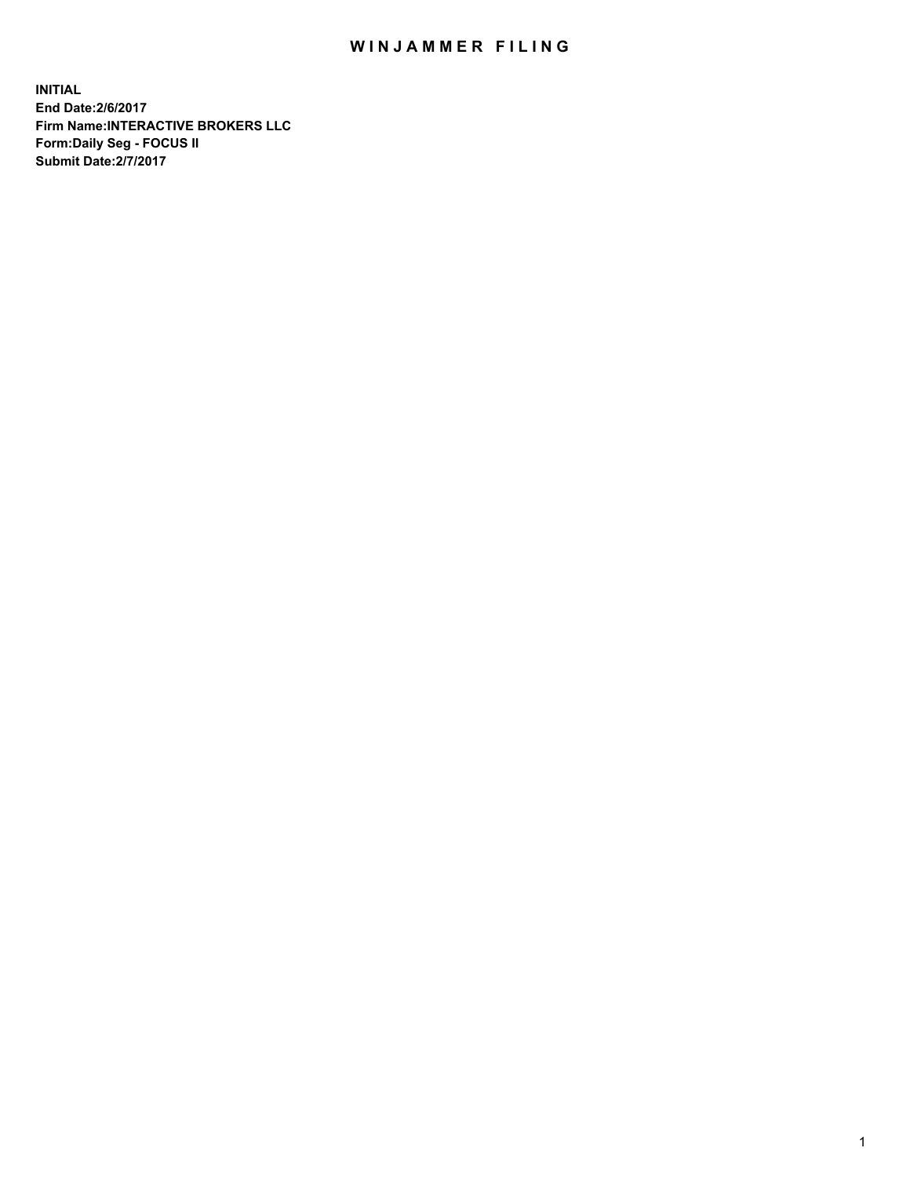# WINJAMMER FILING

**INITIAL**
**End Date:2/6/2017**
**Firm Name:INTERACTIVE BROKERS LLC**
**Form:Daily Seg - FOCUS II**
**Submit Date:2/7/2017**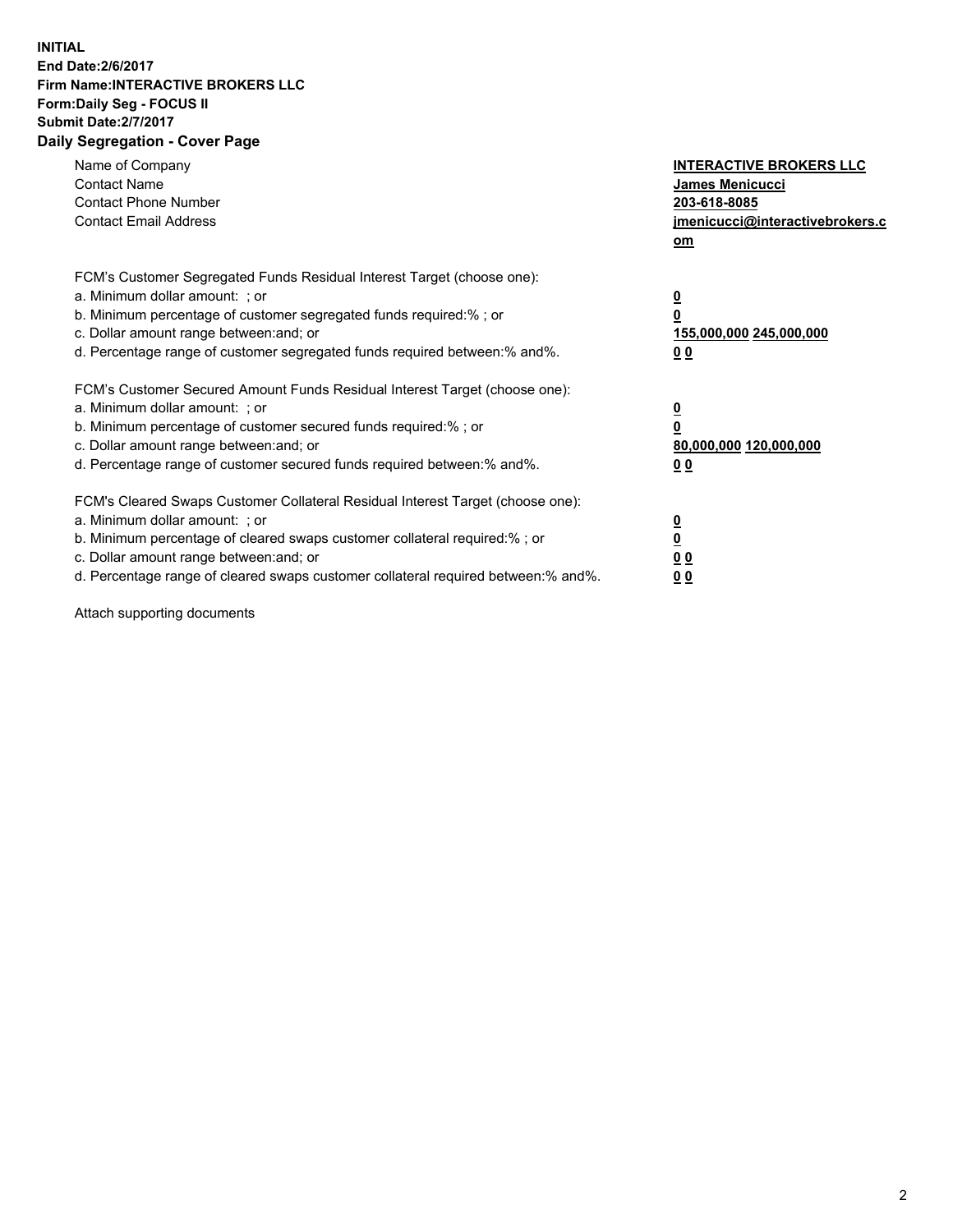**INITIAL**
**End Date:2/6/2017**
**Firm Name:INTERACTIVE BROKERS LLC**
**Form:Daily Seg - FOCUS II**
**Submit Date:2/7/2017**
**Daily Segregation - Cover Page**

| | |
|---|---|
| Name of Company | **INTERACTIVE BROKERS LLC** |
| Contact Name | **James Menicucci** |
| Contact Phone Number | **203-618-8085** |
| Contact Email Address | **jmenicucci@interactivebrokers.com** |

FCM's Customer Segregated Funds Residual Interest Target (choose one):

| | |
|---|---|
| a. Minimum dollar amount: ; or | **0** |
| b. Minimum percentage of customer segregated funds required:% ; or | **0** |
| c. Dollar amount range between:and; or | **155,000,000 245,000,000** |
| d. Percentage range of customer segregated funds required between:% and%. | **0 0** |

FCM's Customer Secured Amount Funds Residual Interest Target (choose one):

| | |
|---|---|
| a. Minimum dollar amount: ; or | **0** |
| b. Minimum percentage of customer secured funds required:% ; or | **0** |
| c. Dollar amount range between:and; or | **80,000,000 120,000,000** |
| d. Percentage range of customer secured funds required between:% and%. | **0 0** |

FCM's Cleared Swaps Customer Collateral Residual Interest Target (choose one):

| | |
|---|---|
| a. Minimum dollar amount: ; or | **0** |
| b. Minimum percentage of cleared swaps customer collateral required:% ; or | **0** |
| c. Dollar amount range between:and; or | **0 0** |
| d. Percentage range of cleared swaps customer collateral required between:% and%. | **0 0** |

Attach supporting documents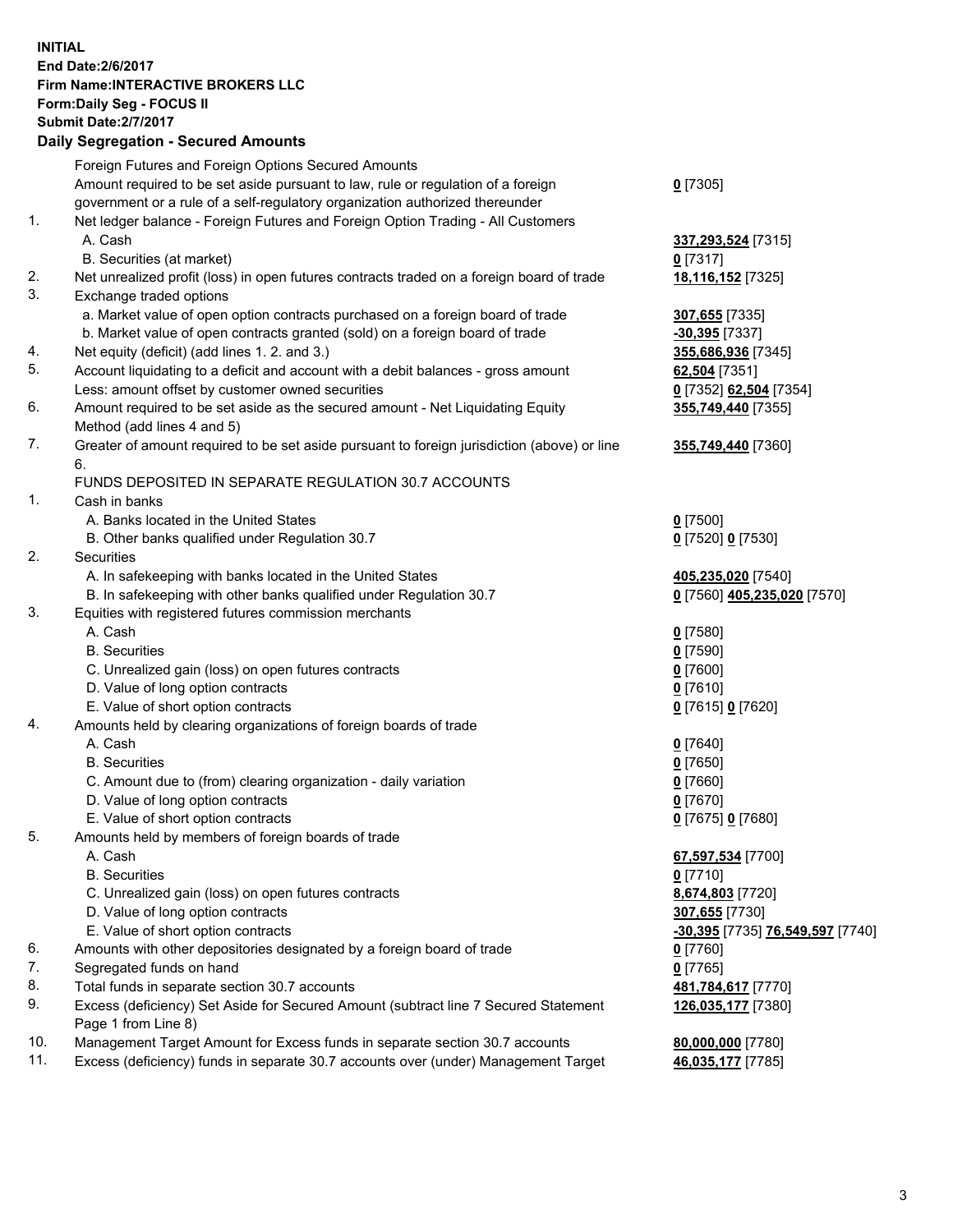**INITIAL**
**End Date:2/6/2017**
**Firm Name:INTERACTIVE BROKERS LLC**
**Form:Daily Seg - FOCUS II**
**Submit Date:2/7/2017**
**Daily Segregation - Secured Amounts**

| | | |
|---|---|---|
| | Foreign Futures and Foreign Options Secured Amounts | |
| | Amount required to be set aside pursuant to law, rule or regulation of a foreign government or a rule of a self-regulatory organization authorized thereunder | **0** [7305] |
| 1. | Net ledger balance - Foreign Futures and Foreign Option Trading - All Customers | |
| | A. Cash | **337,293,524** [7315] |
| | B. Securities (at market) | **0** [7317] |
| 2. | Net unrealized profit (loss) in open futures contracts traded on a foreign board of trade | **18,116,152** [7325] |
| 3. | Exchange traded options | |
| | a. Market value of open option contracts purchased on a foreign board of trade | **307,655** [7335] |
| | b. Market value of open contracts granted (sold) on a foreign board of trade | **-30,395** [7337] |
| 4. | Net equity (deficit) (add lines 1. 2. and 3.) | **355,686,936** [7345] |
| 5. | Account liquidating to a deficit and account with a debit balances - gross amount | **62,504** [7351] |
| | Less: amount offset by customer owned securities | **0** [7352] **62,504** [7354] |
| 6. | Amount required to be set aside as the secured amount - Net Liquidating Equity Method (add lines 4 and 5) | **355,749,440** [7355] |
| 7. | Greater of amount required to be set aside pursuant to foreign jurisdiction (above) or line 6. | **355,749,440** [7360] |
| | FUNDS DEPOSITED IN SEPARATE REGULATION 30.7 ACCOUNTS | |
| 1. | Cash in banks | |
| | A. Banks located in the United States | **0** [7500] |
| | B. Other banks qualified under Regulation 30.7 | **0** [7520] **0** [7530] |
| 2. | Securities | |
| | A. In safekeeping with banks located in the United States | **405,235,020** [7540] |
| | B. In safekeeping with other banks qualified under Regulation 30.7 | **0** [7560] **405,235,020** [7570] |
| 3. | Equities with registered futures commission merchants | |
| | A. Cash | **0** [7580] |
| | B. Securities | **0** [7590] |
| | C. Unrealized gain (loss) on open futures contracts | **0** [7600] |
| | D. Value of long option contracts | **0** [7610] |
| | E. Value of short option contracts | **0** [7615] **0** [7620] |
| 4. | Amounts held by clearing organizations of foreign boards of trade | |
| | A. Cash | **0** [7640] |
| | B. Securities | **0** [7650] |
| | C. Amount due to (from) clearing organization - daily variation | **0** [7660] |
| | D. Value of long option contracts | **0** [7670] |
| | E. Value of short option contracts | **0** [7675] **0** [7680] |
| 5. | Amounts held by members of foreign boards of trade | |
| | A. Cash | **67,597,534** [7700] |
| | B. Securities | **0** [7710] |
| | C. Unrealized gain (loss) on open futures contracts | **8,674,803** [7720] |
| | D. Value of long option contracts | **307,655** [7730] |
| | E. Value of short option contracts | **-30,395** [7735] **76,549,597** [7740] |
| 6. | Amounts with other depositories designated by a foreign board of trade | **0** [7760] |
| 7. | Segregated funds on hand | **0** [7765] |
| 8. | Total funds in separate section 30.7 accounts | **481,784,617** [7770] |
| 9. | Excess (deficiency) Set Aside for Secured Amount (subtract line 7 Secured Statement Page 1 from Line 8) | **126,035,177** [7380] |
| 10. | Management Target Amount for Excess funds in separate section 30.7 accounts | **80,000,000** [7780] |
| 11. | Excess (deficiency) funds in separate 30.7 accounts over (under) Management Target | **46,035,177** [7785] |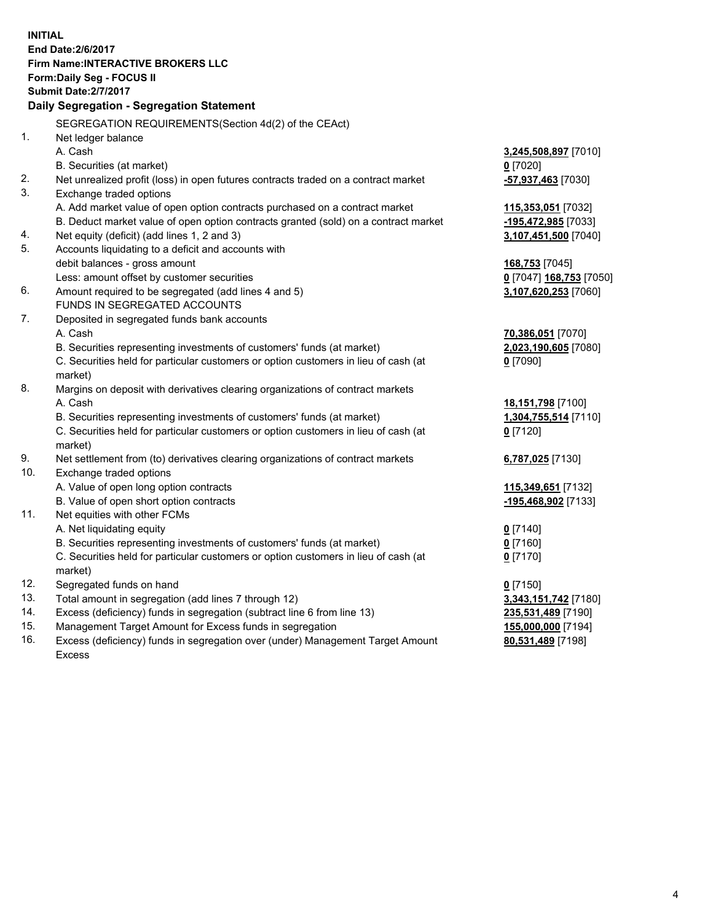**INITIAL**
**End Date:2/6/2017**
**Firm Name:INTERACTIVE BROKERS LLC**
**Form:Daily Seg - FOCUS II**
**Submit Date:2/7/2017**

## Daily Segregation - Segregation Statement

| | | |
|---|---|---|
| | SEGREGATION REQUIREMENTS(Section 4d(2) of the CEAct) | |
| 1. | Net ledger balance | |
| | A. Cash | **3,245,508,897** [7010] |
| | B. Securities (at market) | **0** [7020] |
| 2. | Net unrealized profit (loss) in open futures contracts traded on a contract market | **-57,937,463** [7030] |
| 3. | Exchange traded options | |
| | A. Add market value of open option contracts purchased on a contract market | **115,353,051** [7032] |
| | B. Deduct market value of open option contracts granted (sold) on a contract market | **-195,472,985** [7033] |
| 4. | Net equity (deficit) (add lines 1, 2 and 3) | **3,107,451,500** [7040] |
| 5. | Accounts liquidating to a deficit and accounts with | |
| | debit balances - gross amount | **168,753** [7045] |
| | Less: amount offset by customer securities | **0** [7047] **168,753** [7050] |
| 6. | Amount required to be segregated (add lines 4 and 5) | **3,107,620,253** [7060] |
| | FUNDS IN SEGREGATED ACCOUNTS | |
| 7. | Deposited in segregated funds bank accounts | |
| | A. Cash | **70,386,051** [7070] |
| | B. Securities representing investments of customers' funds (at market) | **2,023,190,605** [7080] |
| | C. Securities held for particular customers or option customers in lieu of cash (at market) | **0** [7090] |
| 8. | Margins on deposit with derivatives clearing organizations of contract markets | |
| | A. Cash | **18,151,798** [7100] |
| | B. Securities representing investments of customers' funds (at market) | **1,304,755,514** [7110] |
| | C. Securities held for particular customers or option customers in lieu of cash (at market) | **0** [7120] |
| 9. | Net settlement from (to) derivatives clearing organizations of contract markets | **6,787,025** [7130] |
| 10. | Exchange traded options | |
| | A. Value of open long option contracts | **115,349,651** [7132] |
| | B. Value of open short option contracts | **-195,468,902** [7133] |
| 11. | Net equities with other FCMs | |
| | A. Net liquidating equity | **0** [7140] |
| | B. Securities representing investments of customers' funds (at market) | **0** [7160] |
| | C. Securities held for particular customers or option customers in lieu of cash (at market) | **0** [7170] |
| 12. | Segregated funds on hand | **0** [7150] |
| 13. | Total amount in segregation (add lines 7 through 12) | **3,343,151,742** [7180] |
| 14. | Excess (deficiency) funds in segregation (subtract line 6 from line 13) | **235,531,489** [7190] |
| 15. | Management Target Amount for Excess funds in segregation | **155,000,000** [7194] |
| 16. | Excess (deficiency) funds in segregation over (under) Management Target Amount Excess | **80,531,489** [7198] |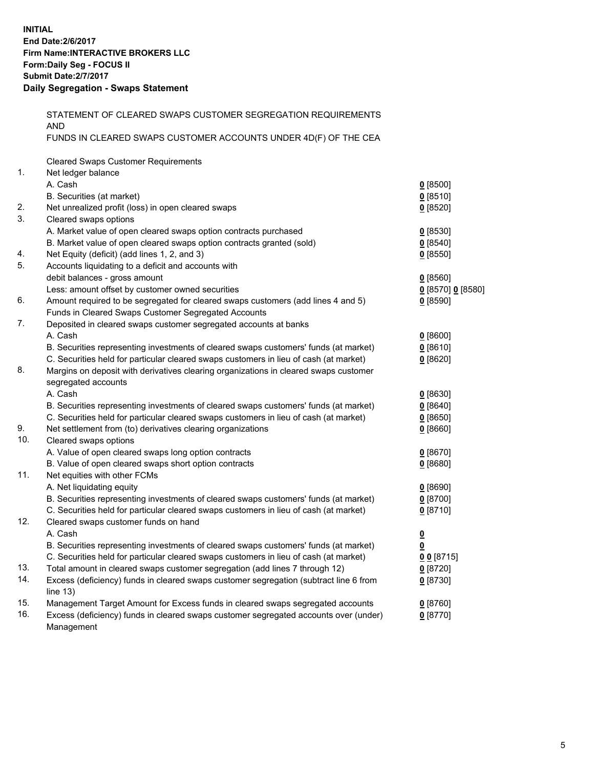**INITIAL**
**End Date:2/6/2017**
**Firm Name:INTERACTIVE BROKERS LLC**
**Form:Daily Seg - FOCUS II**
**Submit Date:2/7/2017**
**Daily Segregation - Swaps Statement**

STATEMENT OF CLEARED SWAPS CUSTOMER SEGREGATION REQUIREMENTS AND FUNDS IN CLEARED SWAPS CUSTOMER ACCOUNTS UNDER 4D(F) OF THE CEA

| | | |
|---|---|---|
| | Cleared Swaps Customer Requirements | |
| 1. | Net ledger balance | |
| | A. Cash | 0 [8500] |
| | B. Securities (at market) | 0 [8510] |
| 2. | Net unrealized profit (loss) in open cleared swaps | 0 [8520] |
| 3. | Cleared swaps options | |
| | A. Market value of open cleared swaps option contracts purchased | 0 [8530] |
| | B. Market value of open cleared swaps option contracts granted (sold) | 0 [8540] |
| 4. | Net Equity (deficit) (add lines 1, 2, and 3) | 0 [8550] |
| 5. | Accounts liquidating to a deficit and accounts with debit balances - gross amount | 0 [8560] |
| | Less: amount offset by customer owned securities | 0 [8570] 0 [8580] |
| 6. | Amount required to be segregated for cleared swaps customers (add lines 4 and 5) | 0 [8590] |
| | Funds in Cleared Swaps Customer Segregated Accounts | |
| 7. | Deposited in cleared swaps customer segregated accounts at banks | |
| | A. Cash | 0 [8600] |
| | B. Securities representing investments of cleared swaps customers' funds (at market) | 0 [8610] |
| | C. Securities held for particular cleared swaps customers in lieu of cash (at market) | 0 [8620] |
| 8. | Margins on deposit with derivatives clearing organizations in cleared swaps customer segregated accounts | |
| | A. Cash | 0 [8630] |
| | B. Securities representing investments of cleared swaps customers' funds (at market) | 0 [8640] |
| | C. Securities held for particular cleared swaps customers in lieu of cash (at market) | 0 [8650] |
| 9. | Net settlement from (to) derivatives clearing organizations | 0 [8660] |
| 10. | Cleared swaps options | |
| | A. Value of open cleared swaps long option contracts | 0 [8670] |
| | B. Value of open cleared swaps short option contracts | 0 [8680] |
| 11. | Net equities with other FCMs | |
| | A. Net liquidating equity | 0 [8690] |
| | B. Securities representing investments of cleared swaps customers' funds (at market) | 0 [8700] |
| | C. Securities held for particular cleared swaps customers in lieu of cash (at market) | 0 [8710] |
| 12. | Cleared swaps customer funds on hand | |
| | A. Cash | 0 |
| | B. Securities representing investments of cleared swaps customers' funds (at market) | 0 |
| | C. Securities held for particular cleared swaps customers in lieu of cash (at market) | 0 0 [8715] |
| 13. | Total amount in cleared swaps customer segregation (add lines 7 through 12) | 0 [8720] |
| 14. | Excess (deficiency) funds in cleared swaps customer segregation (subtract line 6 from line 13) | 0 [8730] |
| 15. | Management Target Amount for Excess funds in cleared swaps segregated accounts | 0 [8760] |
| 16. | Excess (deficiency) funds in cleared swaps customer segregated accounts over (under) Management | 0 [8770] |